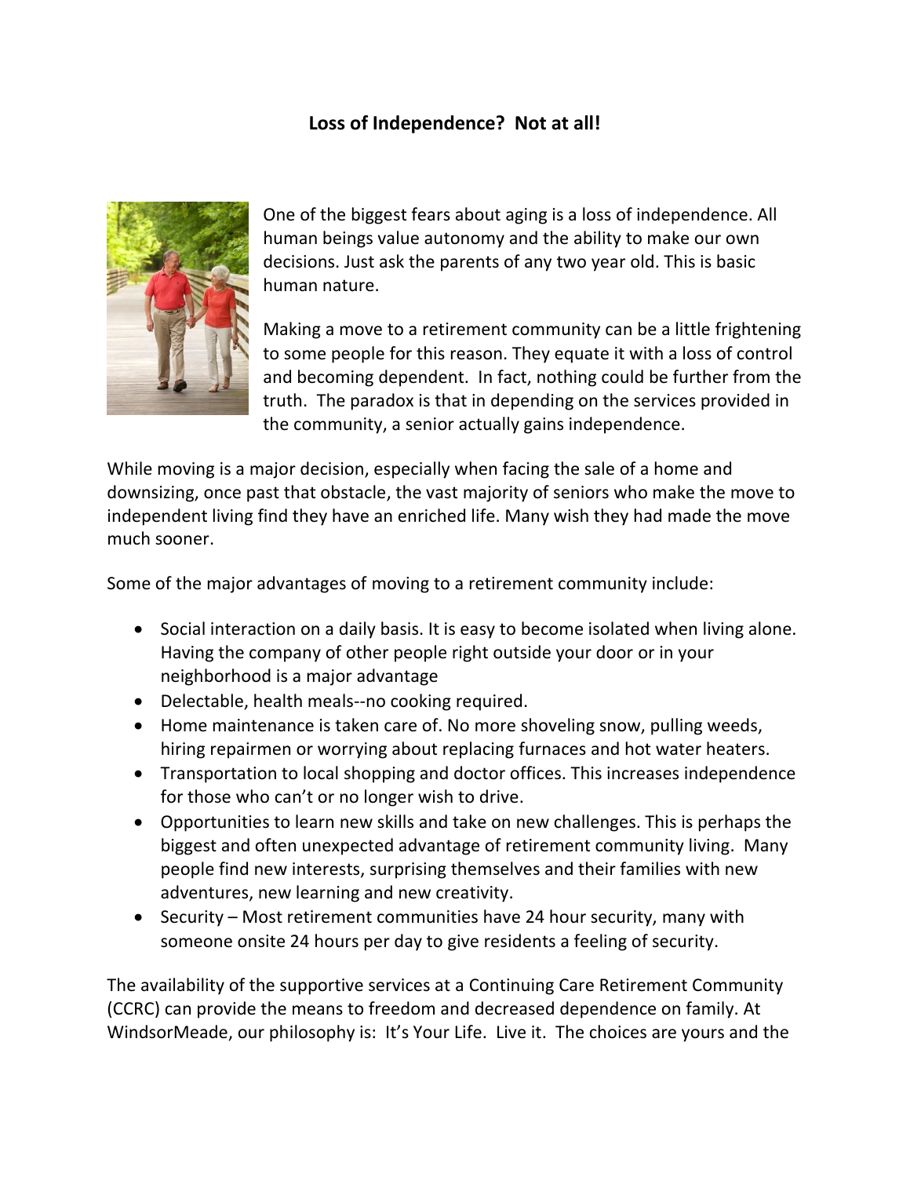# Loss of Independence? Not at all!

One of the biggest fears about aging is a loss of independence. All human beings value autonomy and the ability to make our own decisions. Just ask the parents of any two year old. This is basic human nature.

Making a move to a retirement community can be a little frightening to some people for this reason. They equate it with a loss of control and becoming dependent. In fact, nothing could be further from the truth. The paradox is that in depending on the services provided in the community, a senior actually gains independence.

While moving is a major decision, especially when facing the sale of a home and downsizing, once past that obstacle, the vast majority of seniors who make the move to independent living find they have an enriched life. Many wish they had made the move much sooner.

Some of the major advantages of moving to a retirement community include:

- Social interaction on a daily basis. It is easy to become isolated when living alone. Having the company of other people right outside your door or in your neighborhood is a major advantage
- Delectable, health meals--no cooking required.
- Home maintenance is taken care of. No more shoveling snow, pulling weeds, hiring repairmen or worrying about replacing furnaces and hot water heaters.
- Transportation to local shopping and doctor offices. This increases independence for those who can't or no longer wish to drive.
- Opportunities to learn new skills and take on new challenges. This is perhaps the biggest and often unexpected advantage of retirement community living. Many people find new interests, surprising themselves and their families with new adventures, new learning and new creativity.
- Security – Most retirement communities have 24 hour security, many with someone onsite 24 hours per day to give residents a feeling of security.

The availability of the supportive services at a Continuing Care Retirement Community (CCRC) can provide the means to freedom and decreased dependence on family. At WindsorMeade, our philosophy is: It's Your Life. Live it. The choices are yours and the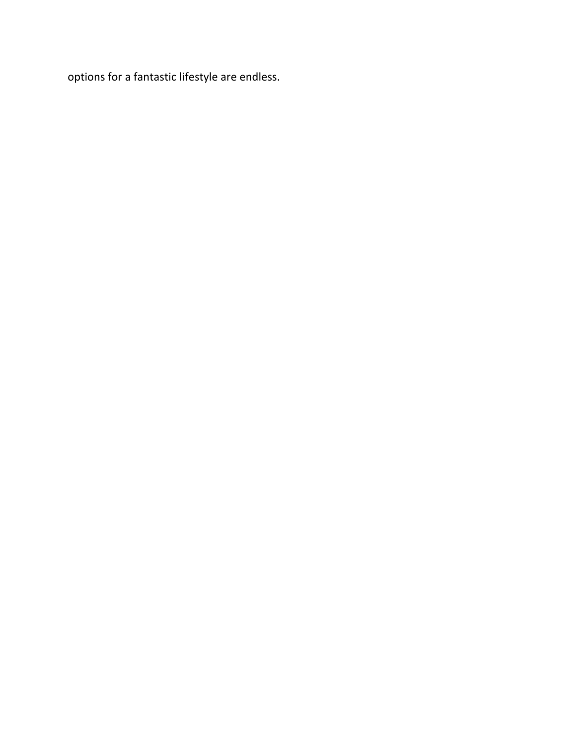options for a fantastic lifestyle are endless.